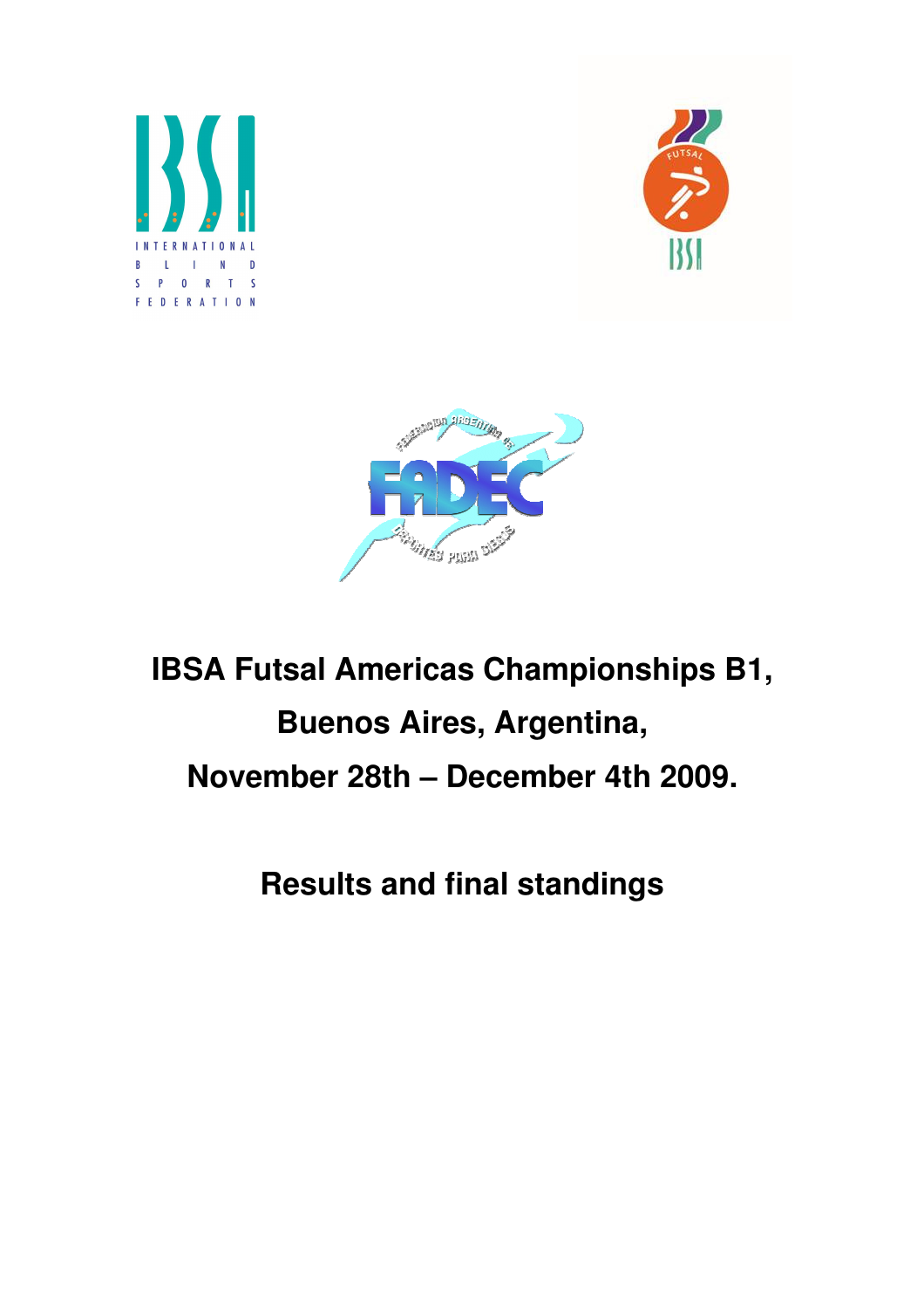# IBSA Futsal Americas Championships B1, Buenos Aires, Argentina, November 28th – December 4th 2009.

## Results and final standings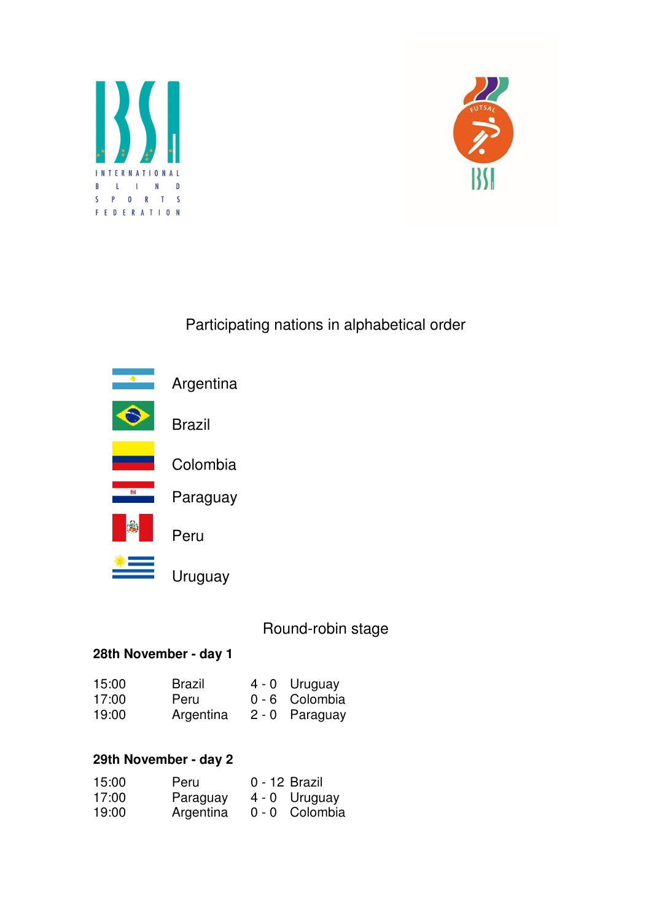INTERNATIONAL BLIND SPORTS FEDERATION

## Participating nations in alphabetical order

- Argentina
- Brazil
- Colombia
- Paraguay
- Peru
- Uruguay

## Round-robin stage

**28th November - day 1**

| Time | Team | Score | Team |
|---|---|---|---|
| 15:00 | Brazil | 4 - 0 | Uruguay |
| 17:00 | Peru | 0 - 6 | Colombia |
| 19:00 | Argentina | 2 - 0 | Paraguay |

**29th November - day 2**

| Time | Team | Score | Team |
|---|---|---|---|
| 15:00 | Peru | 0 - 12 | Brazil |
| 17:00 | Paraguay | 4 - 0 | Uruguay |
| 19:00 | Argentina | 0 - 0 | Colombia |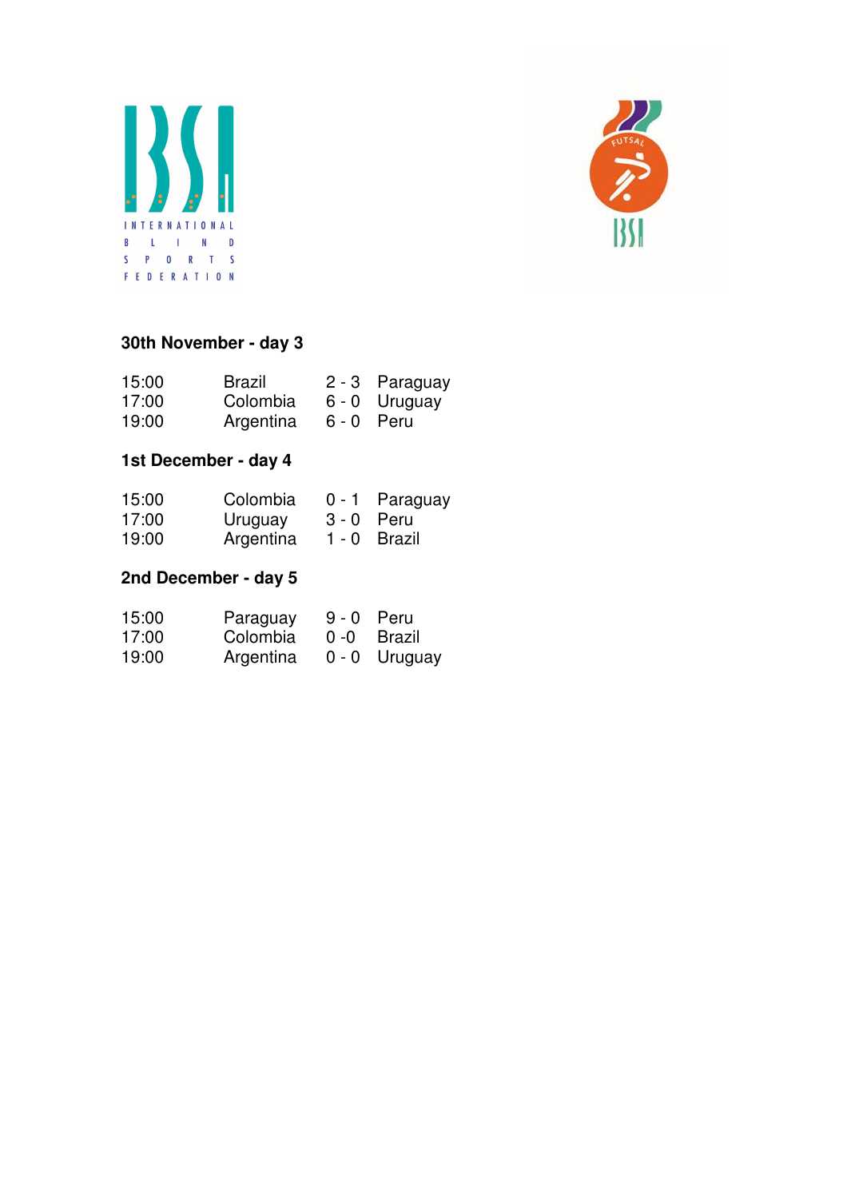**30th November - day 3**

| | | | |
|---|---|---|---|
| 15:00 | Brazil | 2 - 3 | Paraguay |
| 17:00 | Colombia | 6 - 0 | Uruguay |
| 19:00 | Argentina | 6 - 0 | Peru |

**1st December - day 4**

| | | | |
|---|---|---|---|
| 15:00 | Colombia | 0 - 1 | Paraguay |
| 17:00 | Uruguay | 3 - 0 | Peru |
| 19:00 | Argentina | 1 - 0 | Brazil |

**2nd December - day 5**

| | | | |
|---|---|---|---|
| 15:00 | Paraguay | 9 - 0 | Peru |
| 17:00 | Colombia | 0 -0 | Brazil |
| 19:00 | Argentina | 0 - 0 | Uruguay |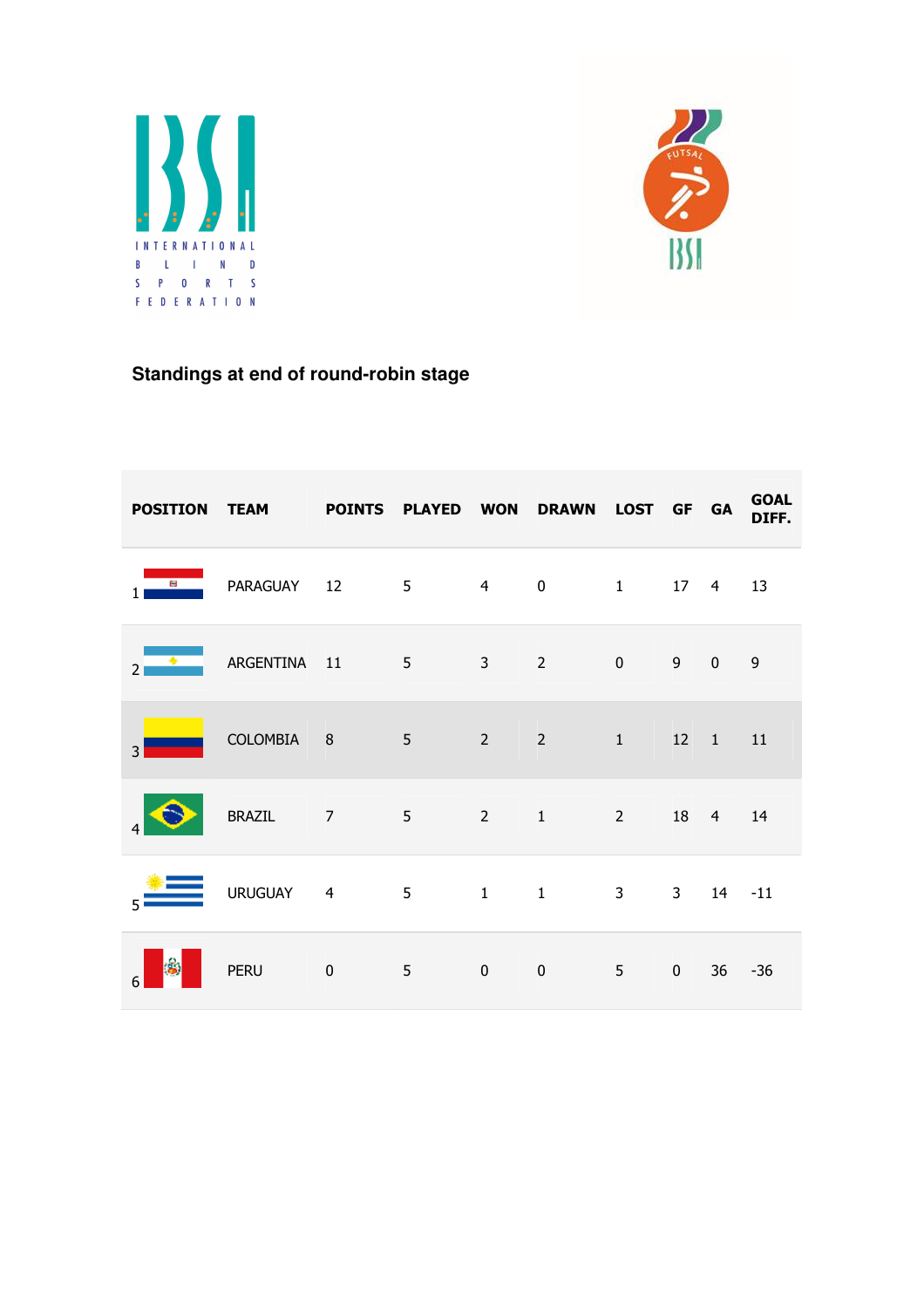## Standings at end of round-robin stage

| POSITION | TEAM | POINTS | PLAYED | WON | DRAWN | LOST | GF | GA | GOAL DIFF. |
|---|---|---|---|---|---|---|---|---|---|
| 1 | PARAGUAY | 12 | 5 | 4 | 0 | 1 | 17 | 4 | 13 |
| 2 | ARGENTINA | 11 | 5 | 3 | 2 | 0 | 9 | 0 | 9 |
| 3 | COLOMBIA | 8 | 5 | 2 | 2 | 1 | 12 | 1 | 11 |
| 4 | BRAZIL | 7 | 5 | 2 | 1 | 2 | 18 | 4 | 14 |
| 5 | URUGUAY | 4 | 5 | 1 | 1 | 3 | 3 | 14 | -11 |
| 6 | PERU | 0 | 5 | 0 | 0 | 5 | 0 | 36 | -36 |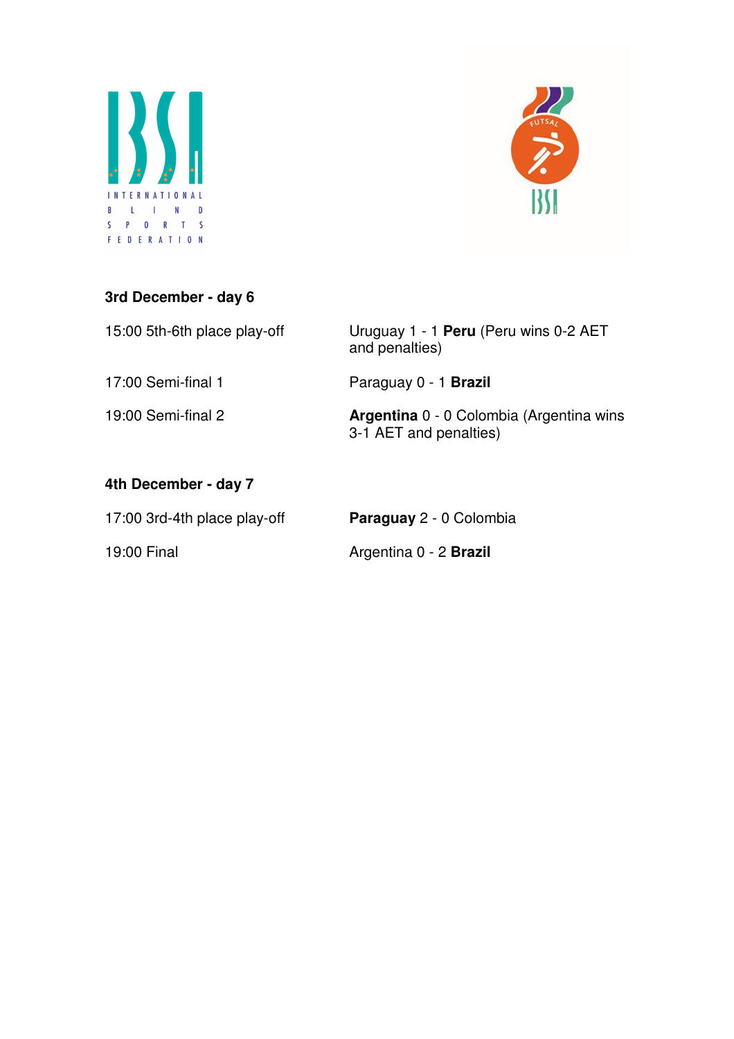**3rd December - day 6**

| | |
|---|---|
| 15:00 5th-6th place play-off | Uruguay 1 - 1 **Peru** (Peru wins 0-2 AET and penalties) |
| 17:00 Semi-final 1 | Paraguay 0 - 1 **Brazil** |
| 19:00 Semi-final 2 | **Argentina** 0 - 0 Colombia (Argentina wins 3-1 AET and penalties) |

**4th December - day 7**

| | |
|---|---|
| 17:00 3rd-4th place play-off | **Paraguay** 2 - 0 Colombia |
| 19:00 Final | Argentina 0 - 2 **Brazil** |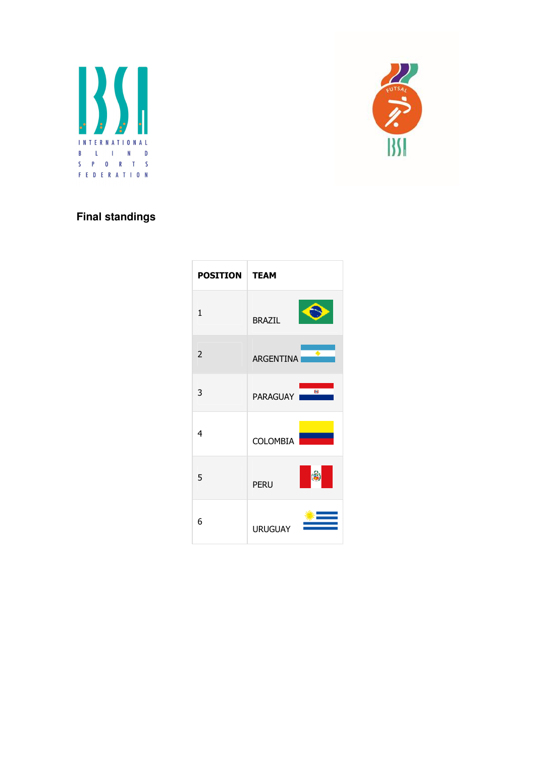## Final standings

| POSITION | TEAM |
|---|---|
| 1 | BRAZIL |
| 2 | ARGENTINA |
| 3 | PARAGUAY |
| 4 | COLOMBIA |
| 5 | PERU |
| 6 | URUGUAY |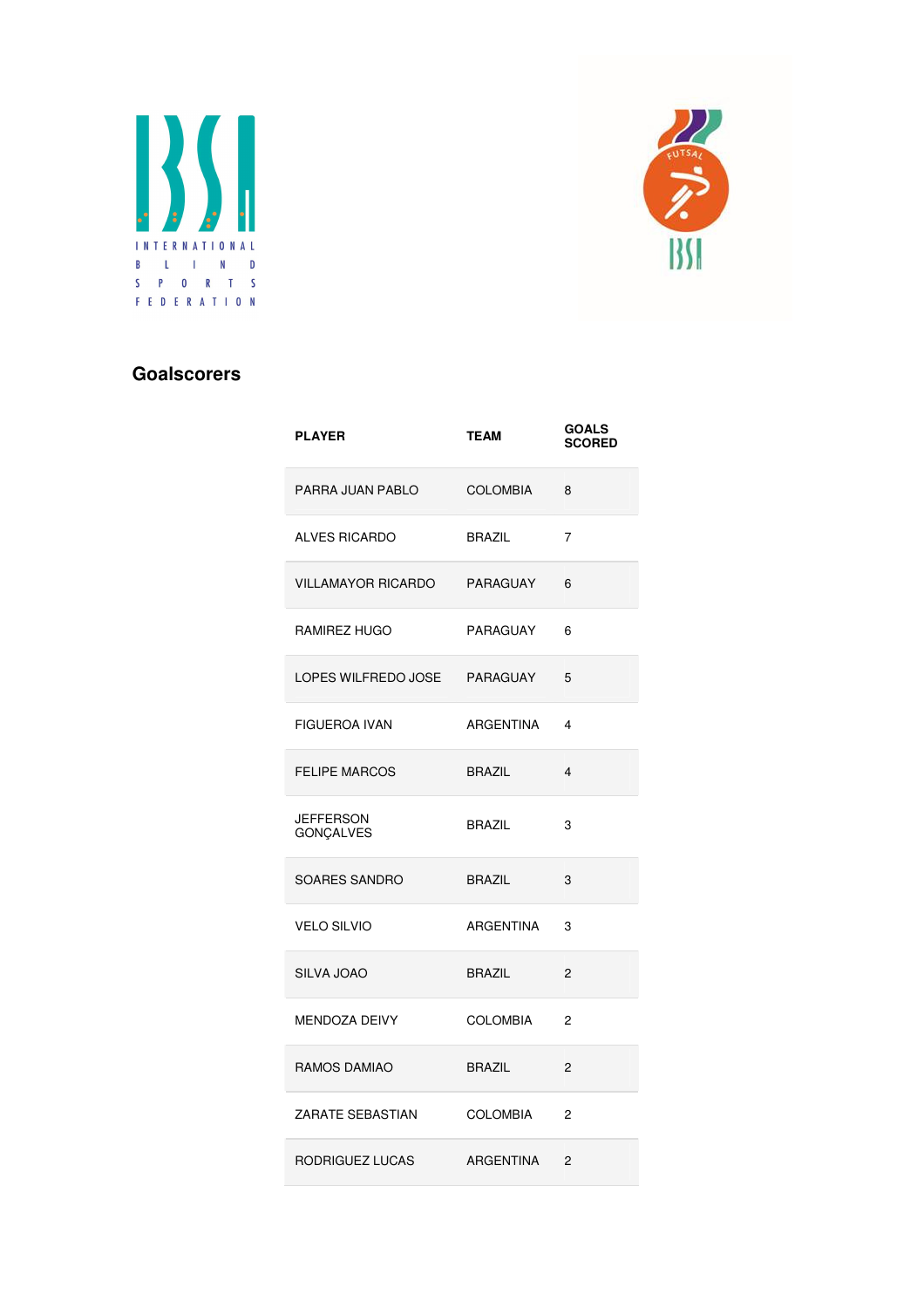## Goalscorers

| PLAYER | TEAM | GOALS SCORED |
|---|---|---|
| PARRA JUAN PABLO | COLOMBIA | 8 |
| ALVES RICARDO | BRAZIL | 7 |
| VILLAMAYOR RICARDO | PARAGUAY | 6 |
| RAMIREZ HUGO | PARAGUAY | 6 |
| LOPES WILFREDO JOSE | PARAGUAY | 5 |
| FIGUEROA IVAN | ARGENTINA | 4 |
| FELIPE MARCOS | BRAZIL | 4 |
| JEFFERSON GONÇALVES | BRAZIL | 3 |
| SOARES SANDRO | BRAZIL | 3 |
| VELO SILVIO | ARGENTINA | 3 |
| SILVA JOAO | BRAZIL | 2 |
| MENDOZA DEIVY | COLOMBIA | 2 |
| RAMOS DAMIAO | BRAZIL | 2 |
| ZARATE SEBASTIAN | COLOMBIA | 2 |
| RODRIGUEZ LUCAS | ARGENTINA | 2 |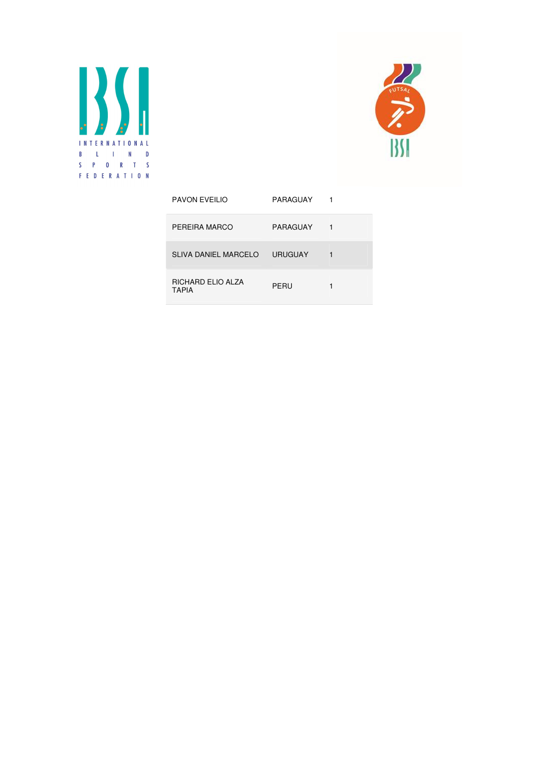| | | |
|---|---|---|
| PAVON EVEILIO | PARAGUAY | 1 |
| PEREIRA MARCO | PARAGUAY | 1 |
| SLIVA DANIEL MARCELO | URUGUAY | 1 |
| RICHARD ELIO ALZA TAPIA | PERU | 1 |